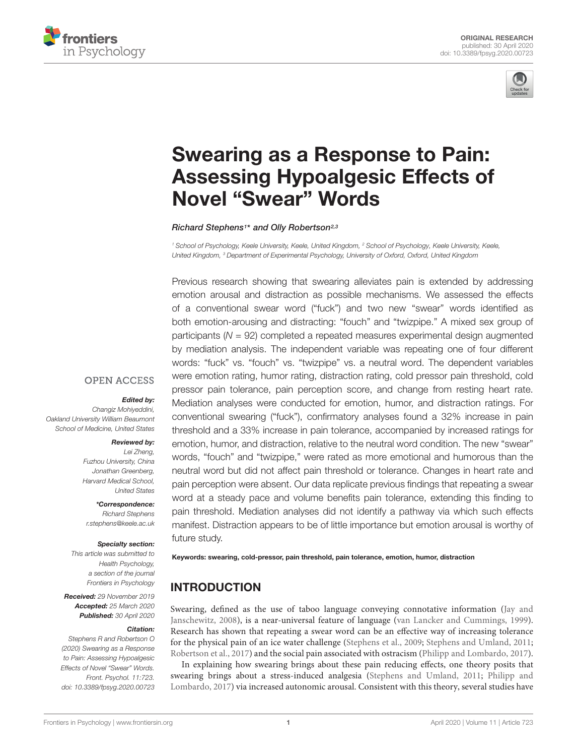ORIGINAL RESEARCH
published: 30 April 2020
doi: 10.3389/fpsyg.2020.00723

# Swearing as a Response to Pain: Assessing Hypoalgesic Effects of Novel "Swear" Words

*Richard Stephens[1]\* and Olly Robertson[2,3]*

[1] School of Psychology, Keele University, Keele, United Kingdom, [2] School of Psychology, Keele University, Keele, United Kingdom, [3] Department of Experimental Psychology, University of Oxford, Oxford, United Kingdom

Previous research showing that swearing alleviates pain is extended by addressing emotion arousal and distraction as possible mechanisms. We assessed the effects of a conventional swear word ("fuck") and two new "swear" words identified as both emotion-arousing and distracting: "fouch" and "twizpipe." A mixed sex group of participants ($N = 92$) completed a repeated measures experimental design augmented by mediation analysis. The independent variable was repeating one of four different words: "fuck" vs. "fouch" vs. "twizpipe" vs. a neutral word. The dependent variables were emotion rating, humor rating, distraction rating, cold pressor pain threshold, cold pressor pain tolerance, pain perception score, and change from resting heart rate. Mediation analyses were conducted for emotion, humor, and distraction ratings. For conventional swearing ("fuck"), confirmatory analyses found a 32% increase in pain threshold and a 33% increase in pain tolerance, accompanied by increased ratings for emotion, humor, and distraction, relative to the neutral word condition. The new "swear" words, "fouch" and "twizpipe," were rated as more emotional and humorous than the neutral word but did not affect pain threshold or tolerance. Changes in heart rate and pain perception were absent. Our data replicate previous findings that repeating a swear word at a steady pace and volume benefits pain tolerance, extending this finding to pain threshold. Mediation analyses did not identify a pathway via which such effects manifest. Distraction appears to be of little importance but emotion arousal is worthy of future study.

**Keywords: swearing, cold-pressor, pain threshold, pain tolerance, emotion, humor, distraction**

OPEN ACCESS

***Edited by:***
*Changiz Mohiyeddini, Oakland University William Beaumont School of Medicine, United States*

***Reviewed by:***
*Lei Zheng, Fuzhou University, China*
*Jonathan Greenberg, Harvard Medical School, United States*

***\*Correspondence:***
*Richard Stephens*
*r.stephens@keele.ac.uk*

***Specialty section:***
*This article was submitted to Health Psychology, a section of the journal Frontiers in Psychology*

***Received:*** *29 November 2019*
***Accepted:*** *25 March 2020*
***Published:*** *30 April 2020*

***Citation:***
*Stephens R and Robertson O (2020) Swearing as a Response to Pain: Assessing Hypoalgesic Effects of Novel "Swear" Words. Front. Psychol. 11:723. doi: 10.3389/fpsyg.2020.00723*

## INTRODUCTION

Swearing, defined as the use of taboo language conveying connotative information (Jay and Janschewitz, 2008), is a near-universal feature of language (van Lancker and Cummings, 1999). Research has shown that repeating a swear word can be an effective way of increasing tolerance for the physical pain of an ice water challenge (Stephens et al., 2009; Stephens and Umland, 2011; Robertson et al., 2017) and the social pain associated with ostracism (Philipp and Lombardo, 2017).

In explaining how swearing brings about these pain reducing effects, one theory posits that swearing brings about a stress-induced analgesia (Stephens and Umland, 2011; Philipp and Lombardo, 2017) via increased autonomic arousal. Consistent with this theory, several studies have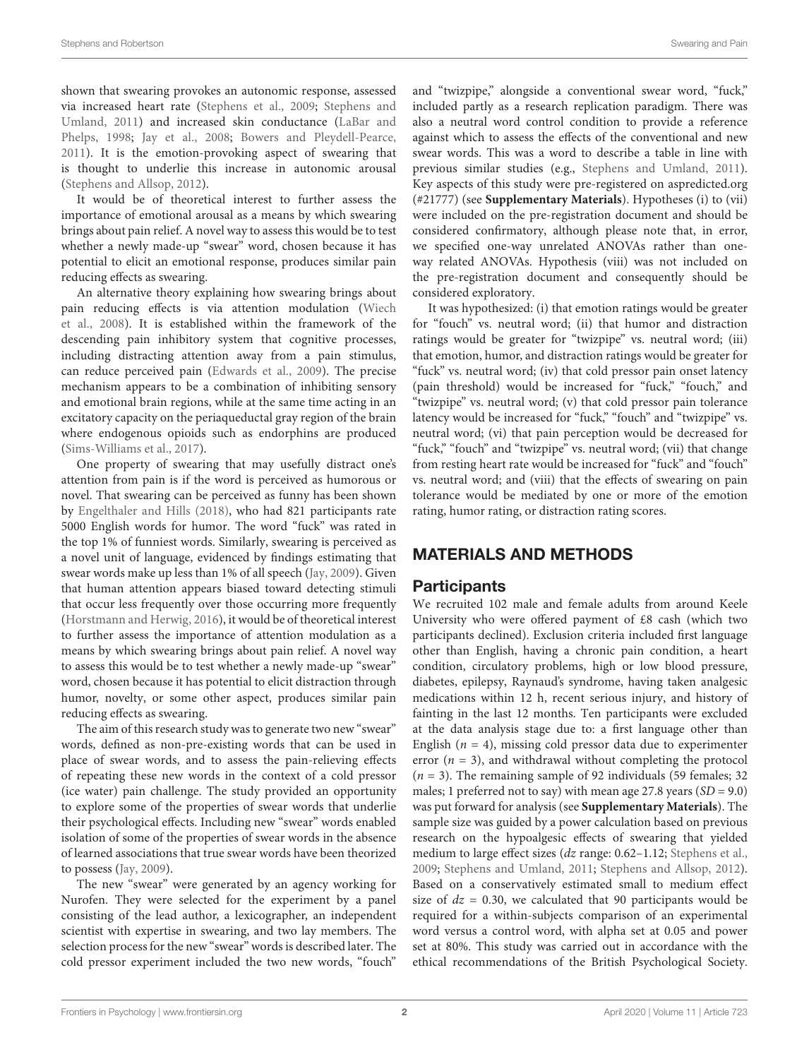shown that swearing provokes an autonomic response, assessed via increased heart rate (Stephens et al., 2009; Stephens and Umland, 2011) and increased skin conductance (LaBar and Phelps, 1998; Jay et al., 2008; Bowers and Pleydell-Pearce, 2011). It is the emotion-provoking aspect of swearing that is thought to underlie this increase in autonomic arousal (Stephens and Allsop, 2012).

It would be of theoretical interest to further assess the importance of emotional arousal as a means by which swearing brings about pain relief. A novel way to assess this would be to test whether a newly made-up "swear" word, chosen because it has potential to elicit an emotional response, produces similar pain reducing effects as swearing.

An alternative theory explaining how swearing brings about pain reducing effects is via attention modulation (Wiech et al., 2008). It is established within the framework of the descending pain inhibitory system that cognitive processes, including distracting attention away from a pain stimulus, can reduce perceived pain (Edwards et al., 2009). The precise mechanism appears to be a combination of inhibiting sensory and emotional brain regions, while at the same time acting in an excitatory capacity on the periaqueductal gray region of the brain where endogenous opioids such as endorphins are produced (Sims-Williams et al., 2017).

One property of swearing that may usefully distract one's attention from pain is if the word is perceived as humorous or novel. That swearing can be perceived as funny has been shown by Engelthaler and Hills (2018), who had 821 participants rate 5000 English words for humor. The word "fuck" was rated in the top 1% of funniest words. Similarly, swearing is perceived as a novel unit of language, evidenced by findings estimating that swear words make up less than 1% of all speech (Jay, 2009). Given that human attention appears biased toward detecting stimuli that occur less frequently over those occurring more frequently (Horstmann and Herwig, 2016), it would be of theoretical interest to further assess the importance of attention modulation as a means by which swearing brings about pain relief. A novel way to assess this would be to test whether a newly made-up "swear" word, chosen because it has potential to elicit distraction through humor, novelty, or some other aspect, produces similar pain reducing effects as swearing.

The aim of this research study was to generate two new "swear" words, defined as non-pre-existing words that can be used in place of swear words, and to assess the pain-relieving effects of repeating these new words in the context of a cold pressor (ice water) pain challenge. The study provided an opportunity to explore some of the properties of swear words that underlie their psychological effects. Including new "swear" words enabled isolation of some of the properties of swear words in the absence of learned associations that true swear words have been theorized to possess (Jay, 2009).

The new "swear" were generated by an agency working for Nurofen. They were selected for the experiment by a panel consisting of the lead author, a lexicographer, an independent scientist with expertise in swearing, and two lay members. The selection process for the new "swear" words is described later. The cold pressor experiment included the two new words, "fouch" and "twizpipe," alongside a conventional swear word, "fuck," included partly as a research replication paradigm. There was also a neutral word control condition to provide a reference against which to assess the effects of the conventional and new swear words. This was a word to describe a table in line with previous similar studies (e.g., Stephens and Umland, 2011). Key aspects of this study were pre-registered on aspredicted.org (#21777) (see **Supplementary Materials**). Hypotheses (i) to (vii) were included on the pre-registration document and should be considered confirmatory, although please note that, in error, we specified one-way unrelated ANOVAs rather than one-way related ANOVAs. Hypothesis (viii) was not included on the pre-registration document and consequently should be considered exploratory.

It was hypothesized: (i) that emotion ratings would be greater for "fouch" vs. neutral word; (ii) that humor and distraction ratings would be greater for "twizpipe" vs. neutral word; (iii) that emotion, humor, and distraction ratings would be greater for "fuck" vs. neutral word; (iv) that cold pressor pain onset latency (pain threshold) would be increased for "fuck," "fouch," and "twizpipe" vs. neutral word; (v) that cold pressor pain tolerance latency would be increased for "fuck," "fouch" and "twizpipe" vs. neutral word; (vi) that pain perception would be decreased for "fuck," "fouch" and "twizpipe" vs. neutral word; (vii) that change from resting heart rate would be increased for "fuck" and "fouch" vs. neutral word; and (viii) that the effects of swearing on pain tolerance would be mediated by one or more of the emotion rating, humor rating, or distraction rating scores.

## MATERIALS AND METHODS

### Participants

We recruited 102 male and female adults from around Keele University who were offered payment of £8 cash (which two participants declined). Exclusion criteria included first language other than English, having a chronic pain condition, a heart condition, circulatory problems, high or low blood pressure, diabetes, epilepsy, Raynaud's syndrome, having taken analgesic medications within 12 h, recent serious injury, and history of fainting in the last 12 months. Ten participants were excluded at the data analysis stage due to: a first language other than English ($n = 4$), missing cold pressor data due to experimenter error ($n = 3$), and withdrawal without completing the protocol ($n = 3$). The remaining sample of 92 individuals (59 females; 32 males; 1 preferred not to say) with mean age 27.8 years ($SD = 9.0$) was put forward for analysis (see **Supplementary Materials**). The sample size was guided by a power calculation based on previous research on the hypoalgesic effects of swearing that yielded medium to large effect sizes ($dz$ range: 0.62–1.12; Stephens et al., 2009; Stephens and Umland, 2011; Stephens and Allsop, 2012). Based on a conservatively estimated small to medium effect size of $dz = 0.30$, we calculated that 90 participants would be required for a within-subjects comparison of an experimental word versus a control word, with alpha set at 0.05 and power set at 80%. This study was carried out in accordance with the ethical recommendations of the British Psychological Society.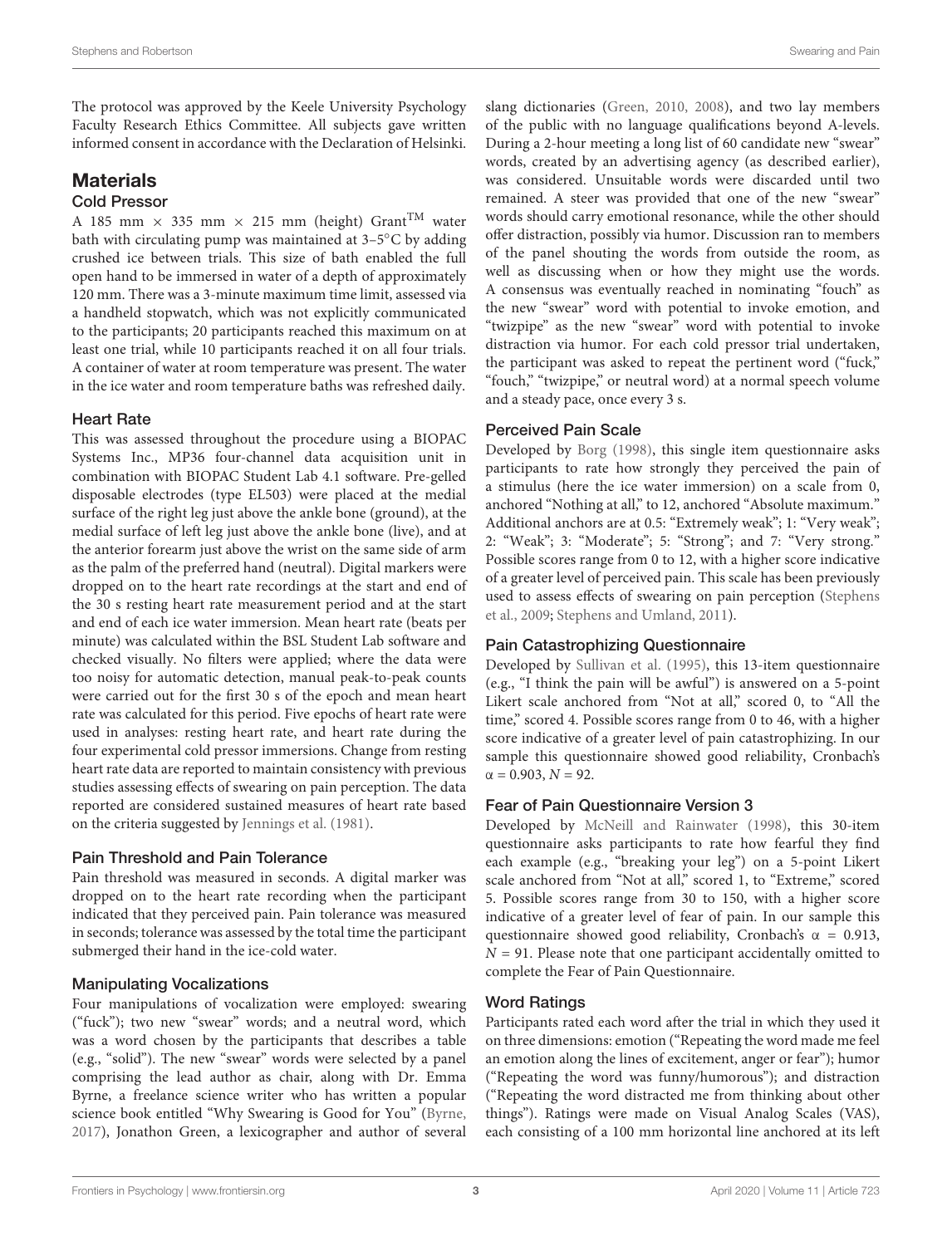The protocol was approved by the Keele University Psychology Faculty Research Ethics Committee. All subjects gave written informed consent in accordance with the Declaration of Helsinki.

## Materials

### Cold Pressor

A 185 mm × 335 mm × 215 mm (height) Grant™ water bath with circulating pump was maintained at 3–5°C by adding crushed ice between trials. This size of bath enabled the full open hand to be immersed in water of a depth of approximately 120 mm. There was a 3-minute maximum time limit, assessed via a handheld stopwatch, which was not explicitly communicated to the participants; 20 participants reached this maximum on at least one trial, while 10 participants reached it on all four trials. A container of water at room temperature was present. The water in the ice water and room temperature baths was refreshed daily.

### Heart Rate

This was assessed throughout the procedure using a BIOPAC Systems Inc., MP36 four-channel data acquisition unit in combination with BIOPAC Student Lab 4.1 software. Pre-gelled disposable electrodes (type EL503) were placed at the medial surface of the right leg just above the ankle bone (ground), at the medial surface of left leg just above the ankle bone (live), and at the anterior forearm just above the wrist on the same side of arm as the palm of the preferred hand (neutral). Digital markers were dropped on to the heart rate recordings at the start and end of the 30 s resting heart rate measurement period and at the start and end of each ice water immersion. Mean heart rate (beats per minute) was calculated within the BSL Student Lab software and checked visually. No filters were applied; where the data were too noisy for automatic detection, manual peak-to-peak counts were carried out for the first 30 s of the epoch and mean heart rate was calculated for this period. Five epochs of heart rate were used in analyses: resting heart rate, and heart rate during the four experimental cold pressor immersions. Change from resting heart rate data are reported to maintain consistency with previous studies assessing effects of swearing on pain perception. The data reported are considered sustained measures of heart rate based on the criteria suggested by Jennings et al. (1981).

### Pain Threshold and Pain Tolerance

Pain threshold was measured in seconds. A digital marker was dropped on to the heart rate recording when the participant indicated that they perceived pain. Pain tolerance was measured in seconds; tolerance was assessed by the total time the participant submerged their hand in the ice-cold water.

### Manipulating Vocalizations

Four manipulations of vocalization were employed: swearing ("fuck"); two new "swear" words; and a neutral word, which was a word chosen by the participants that describes a table (e.g., "solid"). The new "swear" words were selected by a panel comprising the lead author as chair, along with Dr. Emma Byrne, a freelance science writer who has written a popular science book entitled "Why Swearing is Good for You" (Byrne, 2017), Jonathon Green, a lexicographer and author of several slang dictionaries (Green, 2010, 2008), and two lay members of the public with no language qualifications beyond A-levels. During a 2-hour meeting a long list of 60 candidate new "swear" words, created by an advertising agency (as described earlier), was considered. Unsuitable words were discarded until two remained. A steer was provided that one of the new "swear" words should carry emotional resonance, while the other should offer distraction, possibly via humor. Discussion ran to members of the panel shouting the words from outside the room, as well as discussing when or how they might use the words. A consensus was eventually reached in nominating "fouch" as the new "swear" word with potential to invoke emotion, and "twizpipe" as the new "swear" word with potential to invoke distraction via humor. For each cold pressor trial undertaken, the participant was asked to repeat the pertinent word ("fuck," "fouch," "twizpipe," or neutral word) at a normal speech volume and a steady pace, once every 3 s.

### Perceived Pain Scale

Developed by Borg (1998), this single item questionnaire asks participants to rate how strongly they perceived the pain of a stimulus (here the ice water immersion) on a scale from 0, anchored "Nothing at all," to 12, anchored "Absolute maximum." Additional anchors are at 0.5: "Extremely weak"; 1: "Very weak"; 2: "Weak"; 3: "Moderate"; 5: "Strong"; and 7: "Very strong." Possible scores range from 0 to 12, with a higher score indicative of a greater level of perceived pain. This scale has been previously used to assess effects of swearing on pain perception (Stephens et al., 2009; Stephens and Umland, 2011).

### Pain Catastrophizing Questionnaire

Developed by Sullivan et al. (1995), this 13-item questionnaire (e.g., "I think the pain will be awful") is answered on a 5-point Likert scale anchored from "Not at all," scored 0, to "All the time," scored 4. Possible scores range from 0 to 46, with a higher score indicative of a greater level of pain catastrophizing. In our sample this questionnaire showed good reliability, Cronbach's $\alpha = 0.903$, $N = 92$.

### Fear of Pain Questionnaire Version 3

Developed by McNeill and Rainwater (1998), this 30-item questionnaire asks participants to rate how fearful they find each example (e.g., "breaking your leg") on a 5-point Likert scale anchored from "Not at all," scored 1, to "Extreme," scored 5. Possible scores range from 30 to 150, with a higher score indicative of a greater level of fear of pain. In our sample this questionnaire showed good reliability, Cronbach's $\alpha = 0.913$, $N = 91$. Please note that one participant accidentally omitted to complete the Fear of Pain Questionnaire.

### Word Ratings

Participants rated each word after the trial in which they used it on three dimensions: emotion ("Repeating the word made me feel an emotion along the lines of excitement, anger or fear"); humor ("Repeating the word was funny/humorous"); and distraction ("Repeating the word distracted me from thinking about other things"). Ratings were made on Visual Analog Scales (VAS), each consisting of a 100 mm horizontal line anchored at its left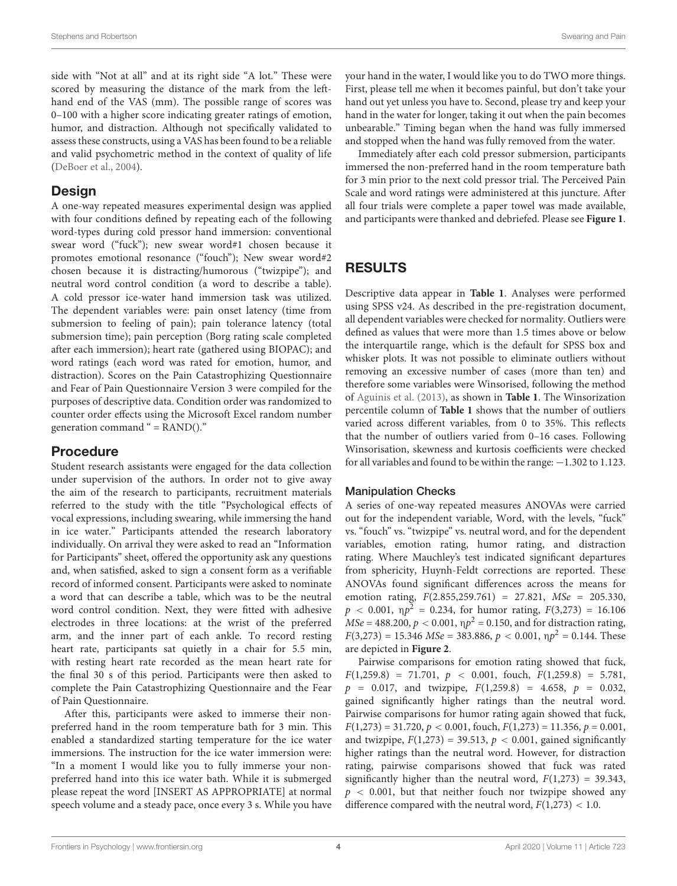side with "Not at all" and at its right side "A lot." These were scored by measuring the distance of the mark from the left-hand end of the VAS (mm). The possible range of scores was 0–100 with a higher score indicating greater ratings of emotion, humor, and distraction. Although not specifically validated to assess these constructs, using a VAS has been found to be a reliable and valid psychometric method in the context of quality of life (DeBoer et al., 2004).

## Design

A one-way repeated measures experimental design was applied with four conditions defined by repeating each of the following word-types during cold pressor hand immersion: conventional swear word ("fuck"); new swear word#1 chosen because it promotes emotional resonance ("fouch"); New swear word#2 chosen because it is distracting/humorous ("twizpipe"); and neutral word control condition (a word to describe a table). A cold pressor ice-water hand immersion task was utilized. The dependent variables were: pain onset latency (time from submersion to feeling of pain); pain tolerance latency (total submersion time); pain perception (Borg rating scale completed after each immersion); heart rate (gathered using BIOPAC); and word ratings (each word was rated for emotion, humor, and distraction). Scores on the Pain Catastrophizing Questionnaire and Fear of Pain Questionnaire Version 3 were compiled for the purposes of descriptive data. Condition order was randomized to counter order effects using the Microsoft Excel random number generation command " = RAND()."

## Procedure

Student research assistants were engaged for the data collection under supervision of the authors. In order not to give away the aim of the research to participants, recruitment materials referred to the study with the title "Psychological effects of vocal expressions, including swearing, while immersing the hand in ice water." Participants attended the research laboratory individually. On arrival they were asked to read an "Information for Participants" sheet, offered the opportunity ask any questions and, when satisfied, asked to sign a consent form as a verifiable record of informed consent. Participants were asked to nominate a word that can describe a table, which was to be the neutral word control condition. Next, they were fitted with adhesive electrodes in three locations: at the wrist of the preferred arm, and the inner part of each ankle. To record resting heart rate, participants sat quietly in a chair for 5.5 min, with resting heart rate recorded as the mean heart rate for the final 30 s of this period. Participants were then asked to complete the Pain Catastrophizing Questionnaire and the Fear of Pain Questionnaire.

After this, participants were asked to immerse their non-preferred hand in the room temperature bath for 3 min. This enabled a standardized starting temperature for the ice water immersions. The instruction for the ice water immersion were: "In a moment I would like you to fully immerse your non-preferred hand into this ice water bath. While it is submerged please repeat the word [INSERT AS APPROPRIATE] at normal speech volume and a steady pace, once every 3 s. While you have your hand in the water, I would like you to do TWO more things. First, please tell me when it becomes painful, but don't take your hand out yet unless you have to. Second, please try and keep your hand in the water for longer, taking it out when the pain becomes unbearable." Timing began when the hand was fully immersed and stopped when the hand was fully removed from the water.

Immediately after each cold pressor submersion, participants immersed the non-preferred hand in the room temperature bath for 3 min prior to the next cold pressor trial. The Perceived Pain Scale and word ratings were administered at this juncture. After all four trials were complete a paper towel was made available, and participants were thanked and debriefed. Please see **Figure 1**.

# RESULTS

Descriptive data appear in **Table 1**. Analyses were performed using SPSS v24. As described in the pre-registration document, all dependent variables were checked for normality. Outliers were defined as values that were more than 1.5 times above or below the interquartile range, which is the default for SPSS box and whisker plots. It was not possible to eliminate outliers without removing an excessive number of cases (more than ten) and therefore some variables were Winsorised, following the method of Aguinis et al. (2013), as shown in **Table 1**. The Winsorization percentile column of **Table 1** shows that the number of outliers varied across different variables, from 0 to 35%. This reflects that the number of outliers varied from 0–16 cases. Following Winsorisation, skewness and kurtosis coefficients were checked for all variables and found to be within the range: −1.302 to 1.123.

### Manipulation Checks

A series of one-way repeated measures ANOVAs were carried out for the independent variable, Word, with the levels, "fuck" vs. "fouch" vs. "twizpipe" vs. neutral word, and for the dependent variables, emotion rating, humor rating, and distraction rating. Where Mauchley's test indicated significant departures from sphericity, Huynh-Feldt corrections are reported. These ANOVAs found significant differences across the means for emotion rating, $F(2.855,259.761) = 27.821$, $MSe = 205.330$, $p < 0.001$, $\eta p^2 = 0.234$, for humor rating, $F(3,273) = 16.106$ $MSe = 488.200$, $p < 0.001$, $\eta p^2 = 0.150$, and for distraction rating, $F(3,273) = 15.346$ $MSe = 383.886$, $p < 0.001$, $\eta p^2 = 0.144$. These are depicted in **Figure 2**.

Pairwise comparisons for emotion rating showed that fuck, $F(1,259.8) = 71.701$, $p < 0.001$, fouch, $F(1,259.8) = 5.781$, $p = 0.017$, and twizpipe, $F(1,259.8) = 4.658$, $p = 0.032$, gained significantly higher ratings than the neutral word. Pairwise comparisons for humor rating again showed that fuck, $F(1,273) = 31.720$, $p < 0.001$, fouch, $F(1,273) = 11.356$, $p = 0.001$, and twizpipe, $F(1,273) = 39.513$, $p < 0.001$, gained significantly higher ratings than the neutral word. However, for distraction rating, pairwise comparisons showed that fuck was rated significantly higher than the neutral word, $F(1,273) = 39.343$, $p < 0.001$, but that neither fouch nor twizpipe showed any difference compared with the neutral word, $F(1,273) < 1.0$.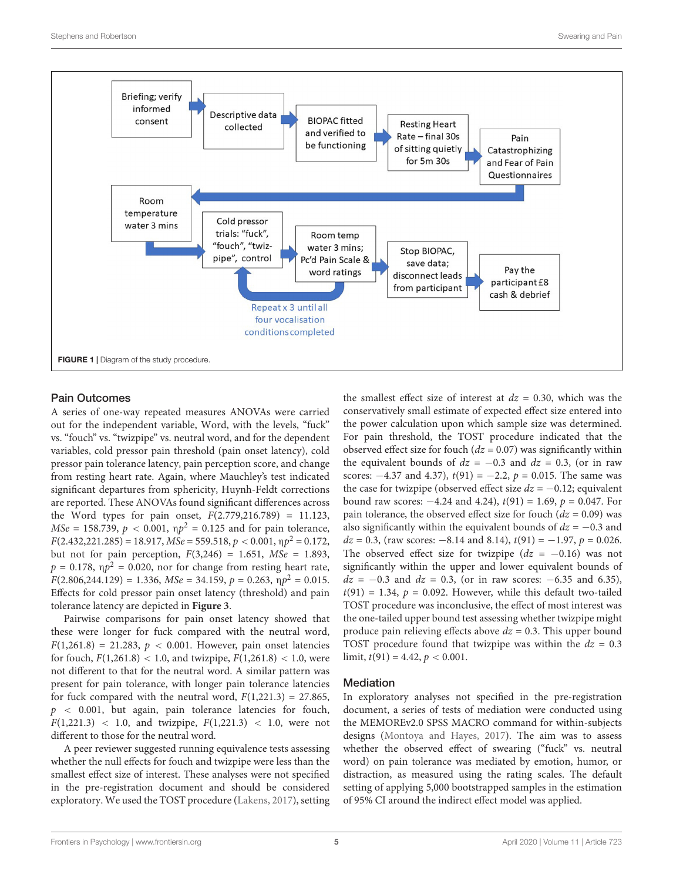FIGURE 1 | Diagram of the study procedure.

## Pain Outcomes

A series of one-way repeated measures ANOVAs were carried out for the independent variable, Word, with the levels, "fuck" vs. "fouch" vs. "twizpipe" vs. neutral word, and for the dependent variables, cold pressor pain threshold (pain onset latency), cold pressor pain tolerance latency, pain perception score, and change from resting heart rate. Again, where Mauchley's test indicated significant departures from sphericity, Huynh-Feldt corrections are reported. These ANOVAs found significant differences across the Word types for pain onset, $F(2.779,216.789) = 11.123$, $MSe = 158.739$, $p < 0.001$, $\eta p^2 = 0.125$ and for pain tolerance, $F(2.432,221.285) = 18.917$, $MSe = 559.518$, $p < 0.001$, $\eta p^2 = 0.172$, but not for pain perception, $F(3,246) = 1.651$, $MSe = 1.893$, $p = 0.178$, $\eta p^2 = 0.020$, nor for change from resting heart rate, $F(2.806,244.129) = 1.336$, $MSe = 34.159$, $p = 0.263$, $\eta p^2 = 0.015$. Effects for cold pressor pain onset latency (threshold) and pain tolerance latency are depicted in **Figure 3**.

Pairwise comparisons for pain onset latency showed that these were longer for fuck compared with the neutral word, $F(1,261.8) = 21.283$, $p < 0.001$. However, pain onset latencies for fouch, $F(1,261.8) < 1.0$, and twizpipe, $F(1,261.8) < 1.0$, were not different to that for the neutral word. A similar pattern was present for pain tolerance, with longer pain tolerance latencies for fuck compared with the neutral word, $F(1,221.3) = 27.865$, $p < 0.001$, but again, pain tolerance latencies for fouch, $F(1,221.3) < 1.0$, and twizpipe, $F(1,221.3) < 1.0$, were not different to those for the neutral word.

A peer reviewer suggested running equivalence tests assessing whether the null effects for fouch and twizpipe were less than the smallest effect size of interest. These analyses were not specified in the pre-registration document and should be considered exploratory. We used the TOST procedure (Lakens, 2017), setting the smallest effect size of interest at $dz = 0.30$, which was the conservatively small estimate of expected effect size entered into the power calculation upon which sample size was determined. For pain threshold, the TOST procedure indicated that the observed effect size for fouch ($dz = 0.07$) was significantly within the equivalent bounds of $dz = -0.3$ and $dz = 0.3$, (or in raw scores: $-4.37$ and $4.37$), $t(91) = -2.2$, $p = 0.015$. The same was the case for twizpipe (observed effect size $dz = -0.12$; equivalent bound raw scores: $-4.24$ and $4.24$), $t(91) = 1.69$, $p = 0.047$. For pain tolerance, the observed effect size for fouch ($dz = 0.09$) was also significantly within the equivalent bounds of $dz = -0.3$ and $dz = 0.3$, (raw scores: $-8.14$ and $8.14$), $t(91) = -1.97$, $p = 0.026$. The observed effect size for twizpipe ($dz = -0.16$) was not significantly within the upper and lower equivalent bounds of $dz = -0.3$ and $dz = 0.3$, (or in raw scores: $-6.35$ and $6.35$), $t(91) = 1.34$, $p = 0.092$. However, while this default two-tailed TOST procedure was inconclusive, the effect of most interest was the one-tailed upper bound test assessing whether twizpipe might produce pain relieving effects above $dz = 0.3$. This upper bound TOST procedure found that twizpipe was within the $dz = 0.3$ limit, $t(91) = 4.42$, $p < 0.001$.

## Mediation

In exploratory analyses not specified in the pre-registration document, a series of tests of mediation were conducted using the MEMOREv2.0 SPSS MACRO command for within-subjects designs (Montoya and Hayes, 2017). The aim was to assess whether the observed effect of swearing ("fuck" vs. neutral word) on pain tolerance was mediated by emotion, humor, or distraction, as measured using the rating scales. The default setting of applying 5,000 bootstrapped samples in the estimation of 95% CI around the indirect effect model was applied.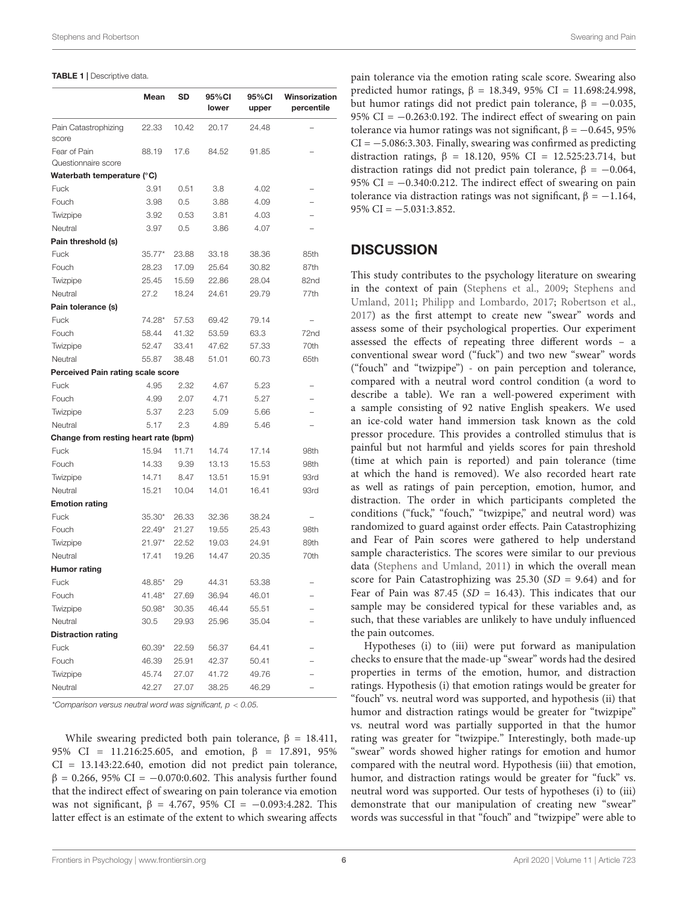**TABLE 1** | Descriptive data.

| | Mean | SD | 95%CI lower | 95%CI upper | Winsorization percentile |
|---|---|---|---|---|---|
| Pain Catastrophizing score | 22.33 | 10.42 | 20.17 | 24.48 | – |
| Fear of Pain Questionnaire score | 88.19 | 17.6 | 84.52 | 91.85 | – |
| **Waterbath temperature (°C)** | | | | | |
| Fuck | 3.91 | 0.51 | 3.8 | 4.02 | – |
| Fouch | 3.98 | 0.5 | 3.88 | 4.09 | – |
| Twizpipe | 3.92 | 0.53 | 3.81 | 4.03 | – |
| Neutral | 3.97 | 0.5 | 3.86 | 4.07 | – |
| **Pain threshold (s)** | | | | | |
| Fuck | 35.77* | 23.88 | 33.18 | 38.36 | 85th |
| Fouch | 28.23 | 17.09 | 25.64 | 30.82 | 87th |
| Twizpipe | 25.45 | 15.59 | 22.86 | 28.04 | 82nd |
| Neutral | 27.2 | 18.24 | 24.61 | 29.79 | 77th |
| **Pain tolerance (s)** | | | | | |
| Fuck | 74.28* | 57.53 | 69.42 | 79.14 | – |
| Fouch | 58.44 | 41.32 | 53.59 | 63.3 | 72nd |
| Twizpipe | 52.47 | 33.41 | 47.62 | 57.33 | 70th |
| Neutral | 55.87 | 38.48 | 51.01 | 60.73 | 65th |
| **Perceived Pain rating scale score** | | | | | |
| Fuck | 4.95 | 2.32 | 4.67 | 5.23 | – |
| Fouch | 4.99 | 2.07 | 4.71 | 5.27 | – |
| Twizpipe | 5.37 | 2.23 | 5.09 | 5.66 | – |
| Neutral | 5.17 | 2.3 | 4.89 | 5.46 | – |
| **Change from resting heart rate (bpm)** | | | | | |
| Fuck | 15.94 | 11.71 | 14.74 | 17.14 | 98th |
| Fouch | 14.33 | 9.39 | 13.13 | 15.53 | 98th |
| Twizpipe | 14.71 | 8.47 | 13.51 | 15.91 | 93rd |
| Neutral | 15.21 | 10.04 | 14.01 | 16.41 | 93rd |
| **Emotion rating** | | | | | |
| Fuck | 35.30* | 26.33 | 32.36 | 38.24 | – |
| Fouch | 22.49* | 21.27 | 19.55 | 25.43 | 98th |
| Twizpipe | 21.97* | 22.52 | 19.03 | 24.91 | 89th |
| Neutral | 17.41 | 19.26 | 14.47 | 20.35 | 70th |
| **Humor rating** | | | | | |
| Fuck | 48.85* | 29 | 44.31 | 53.38 | – |
| Fouch | 41.48* | 27.69 | 36.94 | 46.01 | – |
| Twizpipe | 50.98* | 30.35 | 46.44 | 55.51 | – |
| Neutral | 30.5 | 29.93 | 25.96 | 35.04 | – |
| **Distraction rating** | | | | | |
| Fuck | 60.39* | 22.59 | 56.37 | 64.41 | – |
| Fouch | 46.39 | 25.91 | 42.37 | 50.41 | – |
| Twizpipe | 45.74 | 27.07 | 41.72 | 49.76 | – |
| Neutral | 42.27 | 27.07 | 38.25 | 46.29 | – |

*Comparison versus neutral word was significant, $p < 0.05$.

While swearing predicted both pain tolerance, $\beta = 18.411$, 95% CI = 11.216:25.605, and emotion, $\beta = 17.891$, 95% CI = 13.143:22.640, emotion did not predict pain tolerance, $\beta = 0.266$, 95% CI = −0.070:0.602. This analysis further found that the indirect effect of swearing on pain tolerance via emotion was not significant, $\beta = 4.767$, 95% CI = −0.093:4.282. This latter effect is an estimate of the extent to which swearing affects pain tolerance via the emotion rating scale score. Swearing also predicted humor ratings, $\beta = 18.349$, 95% CI = 11.698:24.998, but humor ratings did not predict pain tolerance, $\beta = -0.035$, 95% CI = −0.263:0.192. The indirect effect of swearing on pain tolerance via humor ratings was not significant, $\beta = -0.645$, 95% CI = −5.086:3.303. Finally, swearing was confirmed as predicting distraction ratings, $\beta = 18.120$, 95% CI = 12.525:23.714, but distraction ratings did not predict pain tolerance, $\beta = -0.064$, 95% CI = −0.340:0.212. The indirect effect of swearing on pain tolerance via distraction ratings was not significant, $\beta = -1.164$, 95% CI = −5.031:3.852.

## DISCUSSION

This study contributes to the psychology literature on swearing in the context of pain (Stephens et al., 2009; Stephens and Umland, 2011; Philipp and Lombardo, 2017; Robertson et al., 2017) as the first attempt to create new "swear" words and assess some of their psychological properties. Our experiment assessed the effects of repeating three different words – a conventional swear word ("fuck") and two new "swear" words ("fouch" and "twizpipe") - on pain perception and tolerance, compared with a neutral word control condition (a word to describe a table). We ran a well-powered experiment with a sample consisting of 92 native English speakers. We used an ice-cold water hand immersion task known as the cold pressor procedure. This provides a controlled stimulus that is painful but not harmful and yields scores for pain threshold (time at which pain is reported) and pain tolerance (time at which the hand is removed). We also recorded heart rate as well as ratings of pain perception, emotion, humor, and distraction. The order in which participants completed the conditions ("fuck," "fouch," "twizpipe," and neutral word) was randomized to guard against order effects. Pain Catastrophizing and Fear of Pain scores were gathered to help understand sample characteristics. The scores were similar to our previous data (Stephens and Umland, 2011) in which the overall mean score for Pain Catastrophizing was 25.30 (*SD* = 9.64) and for Fear of Pain was 87.45 (*SD* = 16.43). This indicates that our sample may be considered typical for these variables and, as such, that these variables are unlikely to have unduly influenced the pain outcomes.

Hypotheses (i) to (iii) were put forward as manipulation checks to ensure that the made-up "swear" words had the desired properties in terms of the emotion, humor, and distraction ratings. Hypothesis (i) that emotion ratings would be greater for "fouch" vs. neutral word was supported, and hypothesis (ii) that humor and distraction ratings would be greater for "twizpipe" vs. neutral word was partially supported in that the humor rating was greater for "twizpipe." Interestingly, both made-up "swear" words showed higher ratings for emotion and humor compared with the neutral word. Hypothesis (iii) that emotion, humor, and distraction ratings would be greater for "fuck" vs. neutral word was supported. Our tests of hypotheses (i) to (iii) demonstrate that our manipulation of creating new "swear" words was successful in that "fouch" and "twizpipe" were able to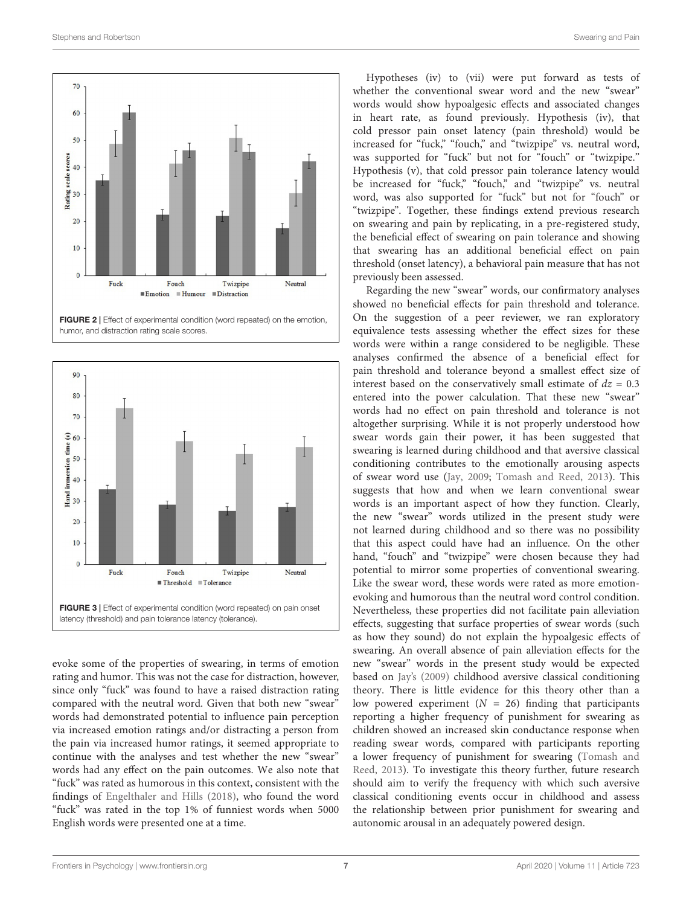70
60
50
40
30
20
10
0
Rating scale scores
Fuck
Fouch
Twizpipe
Neutral
■Emotion ■Humour ■Distraction

**FIGURE 2** | Effect of experimental condition (word repeated) on the emotion, humor, and distraction rating scale scores.

90
80
70
60
50
40
30
20
10
0
Hand immersion time (s)
Fuck
Fouch
Twizpipe
Neutral
■Threshold ■Tolerance

**FIGURE 3** | Effect of experimental condition (word repeated) on pain onset latency (threshold) and pain tolerance latency (tolerance).

evoke some of the properties of swearing, in terms of emotion rating and humor. This was not the case for distraction, however, since only "fuck" was found to have a raised distraction rating compared with the neutral word. Given that both new "swear" words had demonstrated potential to influence pain perception via increased emotion ratings and/or distracting a person from the pain via increased humor ratings, it seemed appropriate to continue with the analyses and test whether the new "swear" words had any effect on the pain outcomes. We also note that "fuck" was rated as humorous in this context, consistent with the findings of Engelthaler and Hills (2018), who found the word "fuck" was rated in the top 1% of funniest words when 5000 English words were presented one at a time.

Hypotheses (iv) to (vii) were put forward as tests of whether the conventional swear word and the new "swear" words would show hypoalgesic effects and associated changes in heart rate, as found previously. Hypothesis (iv), that cold pressor pain onset latency (pain threshold) would be increased for "fuck," "fouch," and "twizpipe" vs. neutral word, was supported for "fuck" but not for "fouch" or "twizpipe." Hypothesis (v), that cold pressor pain tolerance latency would be increased for "fuck," "fouch," and "twizpipe" vs. neutral word, was also supported for "fuck" but not for "fouch" or "twizpipe". Together, these findings extend previous research on swearing and pain by replicating, in a pre-registered study, the beneficial effect of swearing on pain tolerance and showing that swearing has an additional beneficial effect on pain threshold (onset latency), a behavioral pain measure that has not previously been assessed.

Regarding the new "swear" words, our confirmatory analyses showed no beneficial effects for pain threshold and tolerance. On the suggestion of a peer reviewer, we ran exploratory equivalence tests assessing whether the effect sizes for these words were within a range considered to be negligible. These analyses confirmed the absence of a beneficial effect for pain threshold and tolerance beyond a smallest effect size of interest based on the conservatively small estimate of $dz = 0.3$ entered into the power calculation. That these new "swear" words had no effect on pain threshold and tolerance is not altogether surprising. While it is not properly understood how swear words gain their power, it has been suggested that swearing is learned during childhood and that aversive classical conditioning contributes to the emotionally arousing aspects of swear word use (Jay, 2009; Tomash and Reed, 2013). This suggests that how and when we learn conventional swear words is an important aspect of how they function. Clearly, the new "swear" words utilized in the present study were not learned during childhood and so there was no possibility that this aspect could have had an influence. On the other hand, "fouch" and "twizpipe" were chosen because they had potential to mirror some properties of conventional swearing. Like the swear word, these words were rated as more emotion-evoking and humorous than the neutral word control condition. Nevertheless, these properties did not facilitate pain alleviation effects, suggesting that surface properties of swear words (such as how they sound) do not explain the hypoalgesic effects of swearing. An overall absence of pain alleviation effects for the new "swear" words in the present study would be expected based on Jay's (2009) childhood aversive classical conditioning theory. There is little evidence for this theory other than a low powered experiment ($N = 26$) finding that participants reporting a higher frequency of punishment for swearing as children showed an increased skin conductance response when reading swear words, compared with participants reporting a lower frequency of punishment for swearing (Tomash and Reed, 2013). To investigate this theory further, future research should aim to verify the frequency with which such aversive classical conditioning events occur in childhood and assess the relationship between prior punishment for swearing and autonomic arousal in an adequately powered design.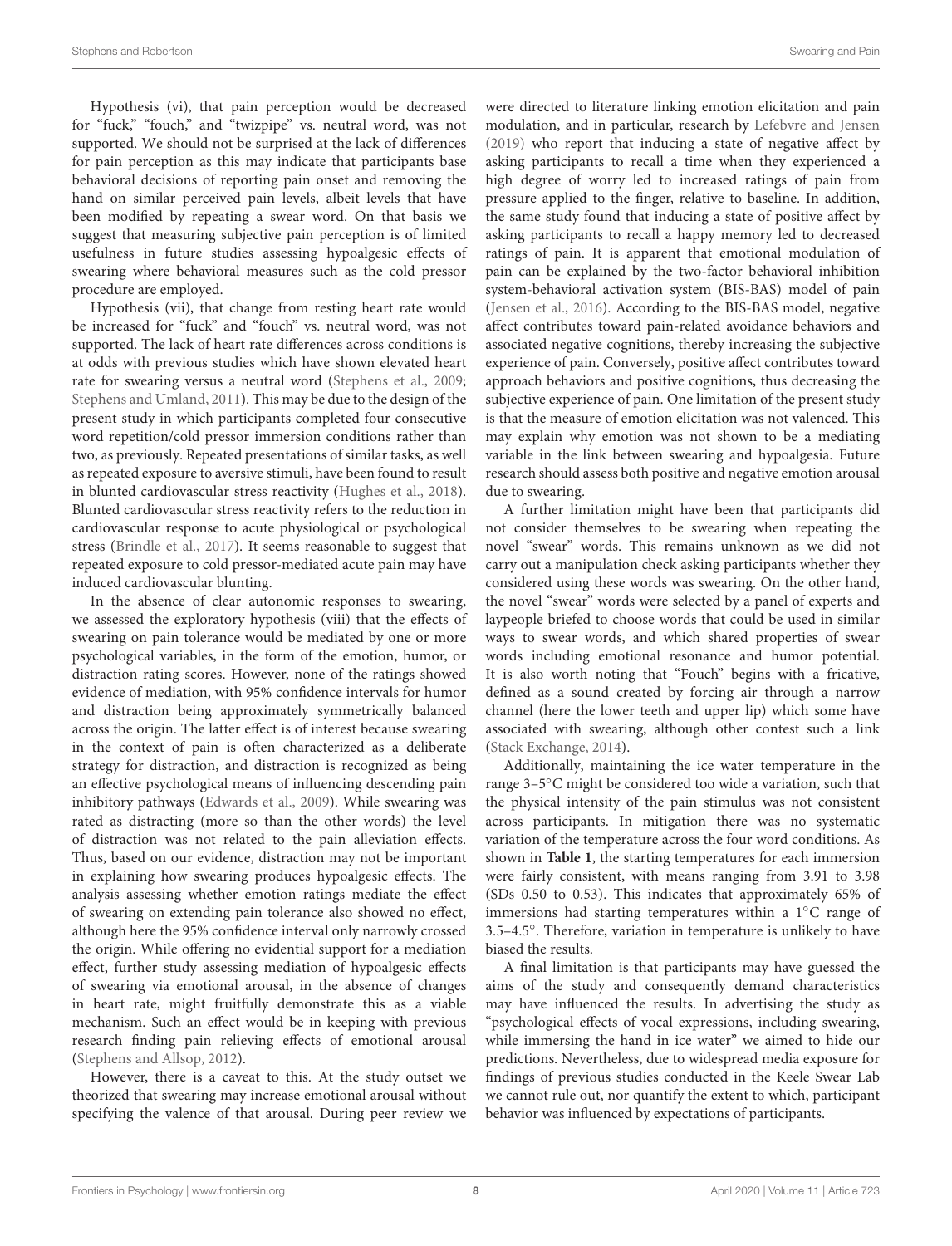Hypothesis (vi), that pain perception would be decreased for "fuck," "fouch," and "twizpipe" vs. neutral word, was not supported. We should not be surprised at the lack of differences for pain perception as this may indicate that participants base behavioral decisions of reporting pain onset and removing the hand on similar perceived pain levels, albeit levels that have been modified by repeating a swear word. On that basis we suggest that measuring subjective pain perception is of limited usefulness in future studies assessing hypoalgesic effects of swearing where behavioral measures such as the cold pressor procedure are employed.

Hypothesis (vii), that change from resting heart rate would be increased for "fuck" and "fouch" vs. neutral word, was not supported. The lack of heart rate differences across conditions is at odds with previous studies which have shown elevated heart rate for swearing versus a neutral word (Stephens et al., 2009; Stephens and Umland, 2011). This may be due to the design of the present study in which participants completed four consecutive word repetition/cold pressor immersion conditions rather than two, as previously. Repeated presentations of similar tasks, as well as repeated exposure to aversive stimuli, have been found to result in blunted cardiovascular stress reactivity (Hughes et al., 2018). Blunted cardiovascular stress reactivity refers to the reduction in cardiovascular response to acute physiological or psychological stress (Brindle et al., 2017). It seems reasonable to suggest that repeated exposure to cold pressor-mediated acute pain may have induced cardiovascular blunting.

In the absence of clear autonomic responses to swearing, we assessed the exploratory hypothesis (viii) that the effects of swearing on pain tolerance would be mediated by one or more psychological variables, in the form of the emotion, humor, or distraction rating scores. However, none of the ratings showed evidence of mediation, with 95% confidence intervals for humor and distraction being approximately symmetrically balanced across the origin. The latter effect is of interest because swearing in the context of pain is often characterized as a deliberate strategy for distraction, and distraction is recognized as being an effective psychological means of influencing descending pain inhibitory pathways (Edwards et al., 2009). While swearing was rated as distracting (more so than the other words) the level of distraction was not related to the pain alleviation effects. Thus, based on our evidence, distraction may not be important in explaining how swearing produces hypoalgesic effects. The analysis assessing whether emotion ratings mediate the effect of swearing on extending pain tolerance also showed no effect, although here the 95% confidence interval only narrowly crossed the origin. While offering no evidential support for a mediation effect, further study assessing mediation of hypoalgesic effects of swearing via emotional arousal, in the absence of changes in heart rate, might fruitfully demonstrate this as a viable mechanism. Such an effect would be in keeping with previous research finding pain relieving effects of emotional arousal (Stephens and Allsop, 2012).

However, there is a caveat to this. At the study outset we theorized that swearing may increase emotional arousal without specifying the valence of that arousal. During peer review we were directed to literature linking emotion elicitation and pain modulation, and in particular, research by Lefebvre and Jensen (2019) who report that inducing a state of negative affect by asking participants to recall a time when they experienced a high degree of worry led to increased ratings of pain from pressure applied to the finger, relative to baseline. In addition, the same study found that inducing a state of positive affect by asking participants to recall a happy memory led to decreased ratings of pain. It is apparent that emotional modulation of pain can be explained by the two-factor behavioral inhibition system-behavioral activation system (BIS-BAS) model of pain (Jensen et al., 2016). According to the BIS-BAS model, negative affect contributes toward pain-related avoidance behaviors and associated negative cognitions, thereby increasing the subjective experience of pain. Conversely, positive affect contributes toward approach behaviors and positive cognitions, thus decreasing the subjective experience of pain. One limitation of the present study is that the measure of emotion elicitation was not valenced. This may explain why emotion was not shown to be a mediating variable in the link between swearing and hypoalgesia. Future research should assess both positive and negative emotion arousal due to swearing.

A further limitation might have been that participants did not consider themselves to be swearing when repeating the novel "swear" words. This remains unknown as we did not carry out a manipulation check asking participants whether they considered using these words was swearing. On the other hand, the novel "swear" words were selected by a panel of experts and laypeople briefed to choose words that could be used in similar ways to swear words, and which shared properties of swear words including emotional resonance and humor potential. It is also worth noting that "Fouch" begins with a fricative, defined as a sound created by forcing air through a narrow channel (here the lower teeth and upper lip) which some have associated with swearing, although other contest such a link (Stack Exchange, 2014).

Additionally, maintaining the ice water temperature in the range 3–5°C might be considered too wide a variation, such that the physical intensity of the pain stimulus was not consistent across participants. In mitigation there was no systematic variation of the temperature across the four word conditions. As shown in **Table 1**, the starting temperatures for each immersion were fairly consistent, with means ranging from 3.91 to 3.98 (SDs 0.50 to 0.53). This indicates that approximately 65% of immersions had starting temperatures within a 1°C range of 3.5–4.5°. Therefore, variation in temperature is unlikely to have biased the results.

A final limitation is that participants may have guessed the aims of the study and consequently demand characteristics may have influenced the results. In advertising the study as "psychological effects of vocal expressions, including swearing, while immersing the hand in ice water" we aimed to hide our predictions. Nevertheless, due to widespread media exposure for findings of previous studies conducted in the Keele Swear Lab we cannot rule out, nor quantify the extent to which, participant behavior was influenced by expectations of participants.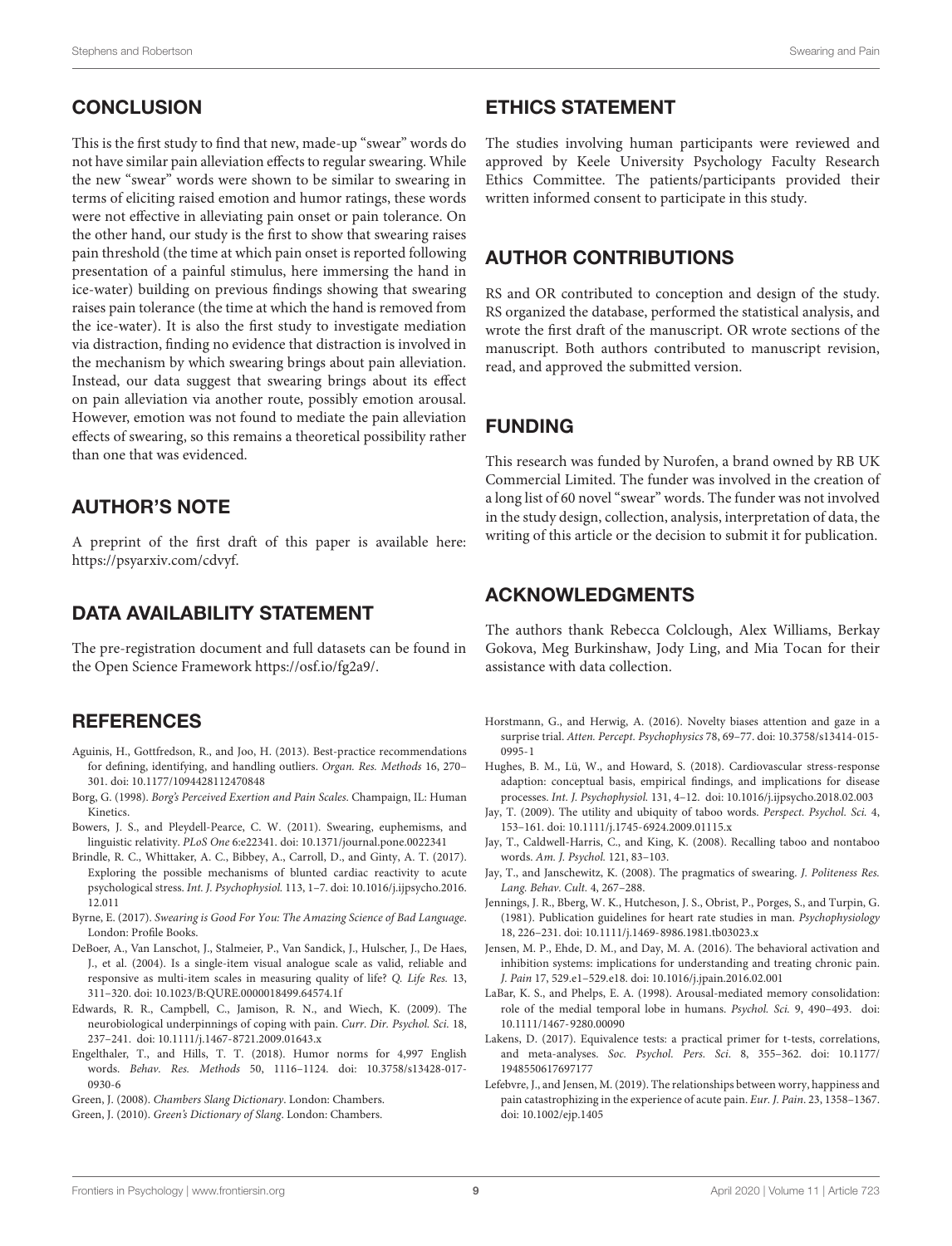## CONCLUSION

This is the first study to find that new, made-up "swear" words do not have similar pain alleviation effects to regular swearing. While the new "swear" words were shown to be similar to swearing in terms of eliciting raised emotion and humor ratings, these words were not effective in alleviating pain onset or pain tolerance. On the other hand, our study is the first to show that swearing raises pain threshold (the time at which pain onset is reported following presentation of a painful stimulus, here immersing the hand in ice-water) building on previous findings showing that swearing raises pain tolerance (the time at which the hand is removed from the ice-water). It is also the first study to investigate mediation via distraction, finding no evidence that distraction is involved in the mechanism by which swearing brings about pain alleviation. Instead, our data suggest that swearing brings about its effect on pain alleviation via another route, possibly emotion arousal. However, emotion was not found to mediate the pain alleviation effects of swearing, so this remains a theoretical possibility rather than one that was evidenced.

## AUTHOR'S NOTE

A preprint of the first draft of this paper is available here: https://psyarxiv.com/cdvyf.

## DATA AVAILABILITY STATEMENT

The pre-registration document and full datasets can be found in the Open Science Framework https://osf.io/fg2a9/.

## ETHICS STATEMENT

The studies involving human participants were reviewed and approved by Keele University Psychology Faculty Research Ethics Committee. The patients/participants provided their written informed consent to participate in this study.

## AUTHOR CONTRIBUTIONS

RS and OR contributed to conception and design of the study. RS organized the database, performed the statistical analysis, and wrote the first draft of the manuscript. OR wrote sections of the manuscript. Both authors contributed to manuscript revision, read, and approved the submitted version.

## FUNDING

This research was funded by Nurofen, a brand owned by RB UK Commercial Limited. The funder was involved in the creation of a long list of 60 novel "swear" words. The funder was not involved in the study design, collection, analysis, interpretation of data, the writing of this article or the decision to submit it for publication.

## ACKNOWLEDGMENTS

The authors thank Rebecca Colclough, Alex Williams, Berkay Gokova, Meg Burkinshaw, Jody Ling, and Mia Tocan for their assistance with data collection.

## REFERENCES

Aguinis, H., Gottfredson, R., and Joo, H. (2013). Best-practice recommendations for defining, identifying, and handling outliers. *Organ. Res. Methods* 16, 270–301. doi: 10.1177/1094428112470848

Borg, G. (1998). *Borg's Perceived Exertion and Pain Scales*. Champaign, IL: Human Kinetics.

Bowers, J. S., and Pleydell-Pearce, C. W. (2011). Swearing, euphemisms, and linguistic relativity. *PLoS One* 6:e22341. doi: 10.1371/journal.pone.0022341

Brindle, R. C., Whittaker, A. C., Bibbey, A., Carroll, D., and Ginty, A. T. (2017). Exploring the possible mechanisms of blunted cardiac reactivity to acute psychological stress. *Int. J. Psychophysiol.* 113, 1–7. doi: 10.1016/j.ijpsycho.2016.12.011

Byrne, E. (2017). *Swearing is Good For You: The Amazing Science of Bad Language*. London: Profile Books.

DeBoer, A., Van Lanschot, J., Stalmeier, P., Van Sandick, J., Hulscher, J., De Haes, J., et al. (2004). Is a single-item visual analogue scale as valid, reliable and responsive as multi-item scales in measuring quality of life? *Q. Life Res.* 13, 311–320. doi: 10.1023/B:QURE.0000018499.64574.1f

Edwards, R. R., Campbell, C., Jamison, R. N., and Wiech, K. (2009). The neurobiological underpinnings of coping with pain. *Curr. Dir. Psychol. Sci.* 18, 237–241. doi: 10.1111/j.1467-8721.2009.01643.x

Engelthaler, T., and Hills, T. T. (2018). Humor norms for 4,997 English words. *Behav. Res. Methods* 50, 1116–1124. doi: 10.3758/s13428-017-0930-6

Green, J. (2008). *Chambers Slang Dictionary*. London: Chambers.

Green, J. (2010). *Green's Dictionary of Slang*. London: Chambers.

Horstmann, G., and Herwig, A. (2016). Novelty biases attention and gaze in a surprise trial. *Atten. Percept. Psychophysics* 78, 69–77. doi: 10.3758/s13414-015-0995-1

Hughes, B. M., Lü, W., and Howard, S. (2018). Cardiovascular stress-response adaption: conceptual basis, empirical findings, and implications for disease processes. *Int. J. Psychophysiol.* 131, 4–12. doi: 10.1016/j.ijpsycho.2018.02.003

Jay, T. (2009). The utility and ubiquity of taboo words. *Perspect. Psychol. Sci.* 4, 153–161. doi: 10.1111/j.1745-6924.2009.01115.x

Jay, T., Caldwell-Harris, C., and King, K. (2008). Recalling taboo and nontaboo words. *Am. J. Psychol.* 121, 83–103.

Jay, T., and Janschewitz, K. (2008). The pragmatics of swearing. *J. Politeness Res. Lang. Behav. Cult.* 4, 267–288.

Jennings, J. R., Bberg, W. K., Hutcheson, J. S., Obrist, P., Porges, S., and Turpin, G. (1981). Publication guidelines for heart rate studies in man. *Psychophysiology* 18, 226–231. doi: 10.1111/j.1469-8986.1981.tb03023.x

Jensen, M. P., Ehde, D. M., and Day, M. A. (2016). The behavioral activation and inhibition systems: implications for understanding and treating chronic pain. *J. Pain* 17, 529.e1–529.e18. doi: 10.1016/j.jpain.2016.02.001

LaBar, K. S., and Phelps, E. A. (1998). Arousal-mediated memory consolidation: role of the medial temporal lobe in humans. *Psychol. Sci.* 9, 490–493. doi: 10.1111/1467-9280.00090

Lakens, D. (2017). Equivalence tests: a practical primer for t-tests, correlations, and meta-analyses. *Soc. Psychol. Pers. Sci*. 8, 355–362. doi: 10.1177/1948550617697177

Lefebvre, J., and Jensen, M. (2019). The relationships between worry, happiness and pain catastrophizing in the experience of acute pain. *Eur. J. Pain*. 23, 1358–1367. doi: 10.1002/ejp.1405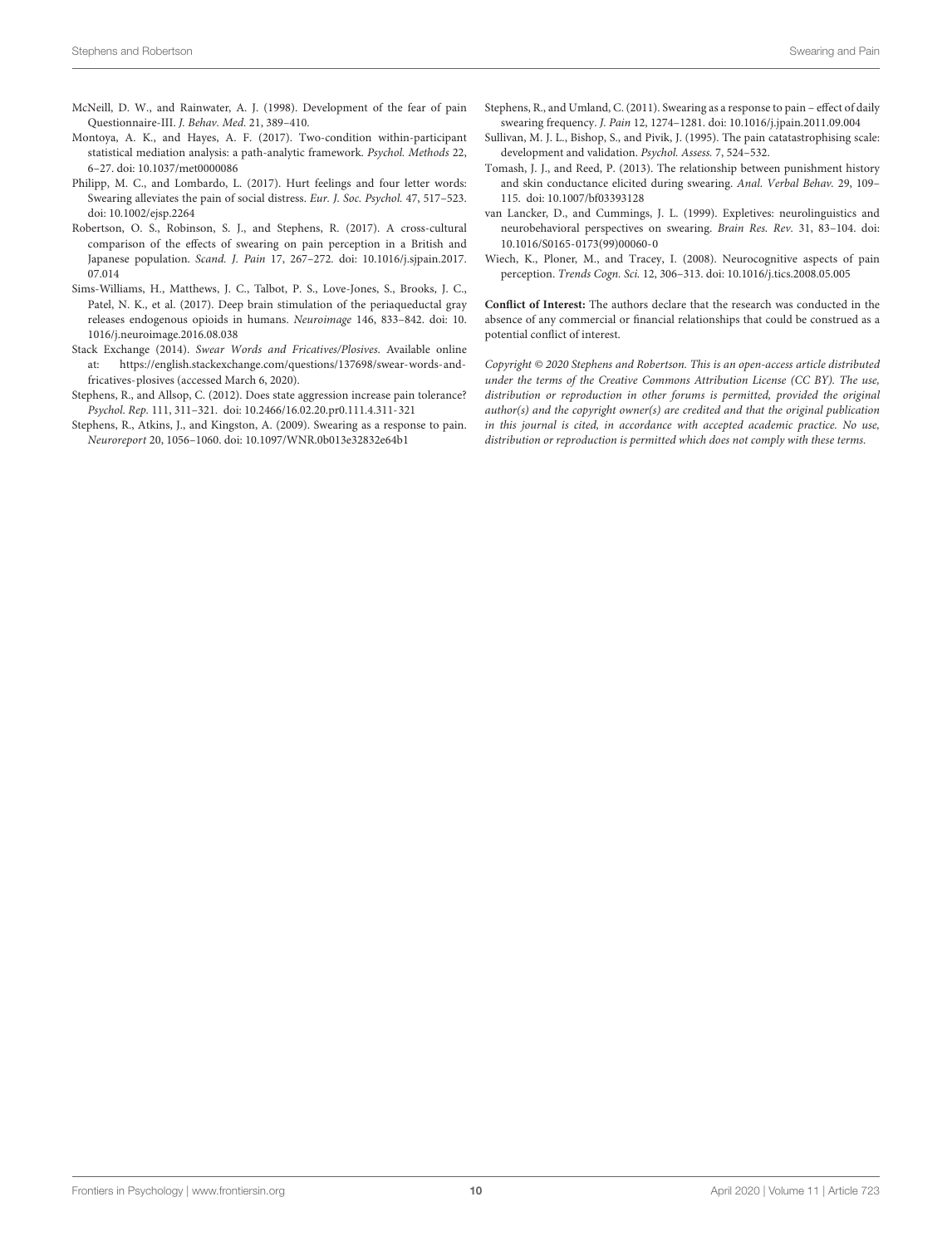McNeill, D. W., and Rainwater, A. J. (1998). Development of the fear of pain Questionnaire-III. *J. Behav. Med.* 21, 389–410.

Montoya, A. K., and Hayes, A. F. (2017). Two-condition within-participant statistical mediation analysis: a path-analytic framework. *Psychol. Methods* 22, 6–27. doi: 10.1037/met0000086

Philipp, M. C., and Lombardo, L. (2017). Hurt feelings and four letter words: Swearing alleviates the pain of social distress. *Eur. J. Soc. Psychol.* 47, 517–523. doi: 10.1002/ejsp.2264

Robertson, O. S., Robinson, S. J., and Stephens, R. (2017). A cross-cultural comparison of the effects of swearing on pain perception in a British and Japanese population. *Scand. J. Pain* 17, 267–272. doi: 10.1016/j.sjpain.2017.07.014

Sims-Williams, H., Matthews, J. C., Talbot, P. S., Love-Jones, S., Brooks, J. C., Patel, N. K., et al. (2017). Deep brain stimulation of the periaqueductal gray releases endogenous opioids in humans. *Neuroimage* 146, 833–842. doi: 10.1016/j.neuroimage.2016.08.038

Stack Exchange (2014). *Swear Words and Fricatives/Plosives.* Available online at: https://english.stackexchange.com/questions/137698/swear-words-and-fricatives-plosives (accessed March 6, 2020).

Stephens, R., and Allsop, C. (2012). Does state aggression increase pain tolerance? *Psychol. Rep.* 111, 311–321. doi: 10.2466/16.02.20.pr0.111.4.311-321

Stephens, R., Atkins, J., and Kingston, A. (2009). Swearing as a response to pain. *Neuroreport* 20, 1056–1060. doi: 10.1097/WNR.0b013e32832e64b1

Stephens, R., and Umland, C. (2011). Swearing as a response to pain – effect of daily swearing frequency. *J. Pain* 12, 1274–1281. doi: 10.1016/j.jpain.2011.09.004

Sullivan, M. J. L., Bishop, S., and Pivik, J. (1995). The pain catatastrophising scale: development and validation. *Psychol. Assess.* 7, 524–532.

Tomash, J. J., and Reed, P. (2013). The relationship between punishment history and skin conductance elicited during swearing. *Anal. Verbal Behav.* 29, 109–115. doi: 10.1007/bf03393128

van Lancker, D., and Cummings, J. L. (1999). Expletives: neurolinguistics and neurobehavioral perspectives on swearing. *Brain Res. Rev.* 31, 83–104. doi: 10.1016/S0165-0173(99)00060-0

Wiech, K., Ploner, M., and Tracey, I. (2008). Neurocognitive aspects of pain perception. *Trends Cogn. Sci.* 12, 306–313. doi: 10.1016/j.tics.2008.05.005

**Conflict of Interest:** The authors declare that the research was conducted in the absence of any commercial or financial relationships that could be construed as a potential conflict of interest.

*Copyright © 2020 Stephens and Robertson. This is an open-access article distributed under the terms of the Creative Commons Attribution License (CC BY). The use, distribution or reproduction in other forums is permitted, provided the original author(s) and the copyright owner(s) are credited and that the original publication in this journal is cited, in accordance with accepted academic practice. No use, distribution or reproduction is permitted which does not comply with these terms.*